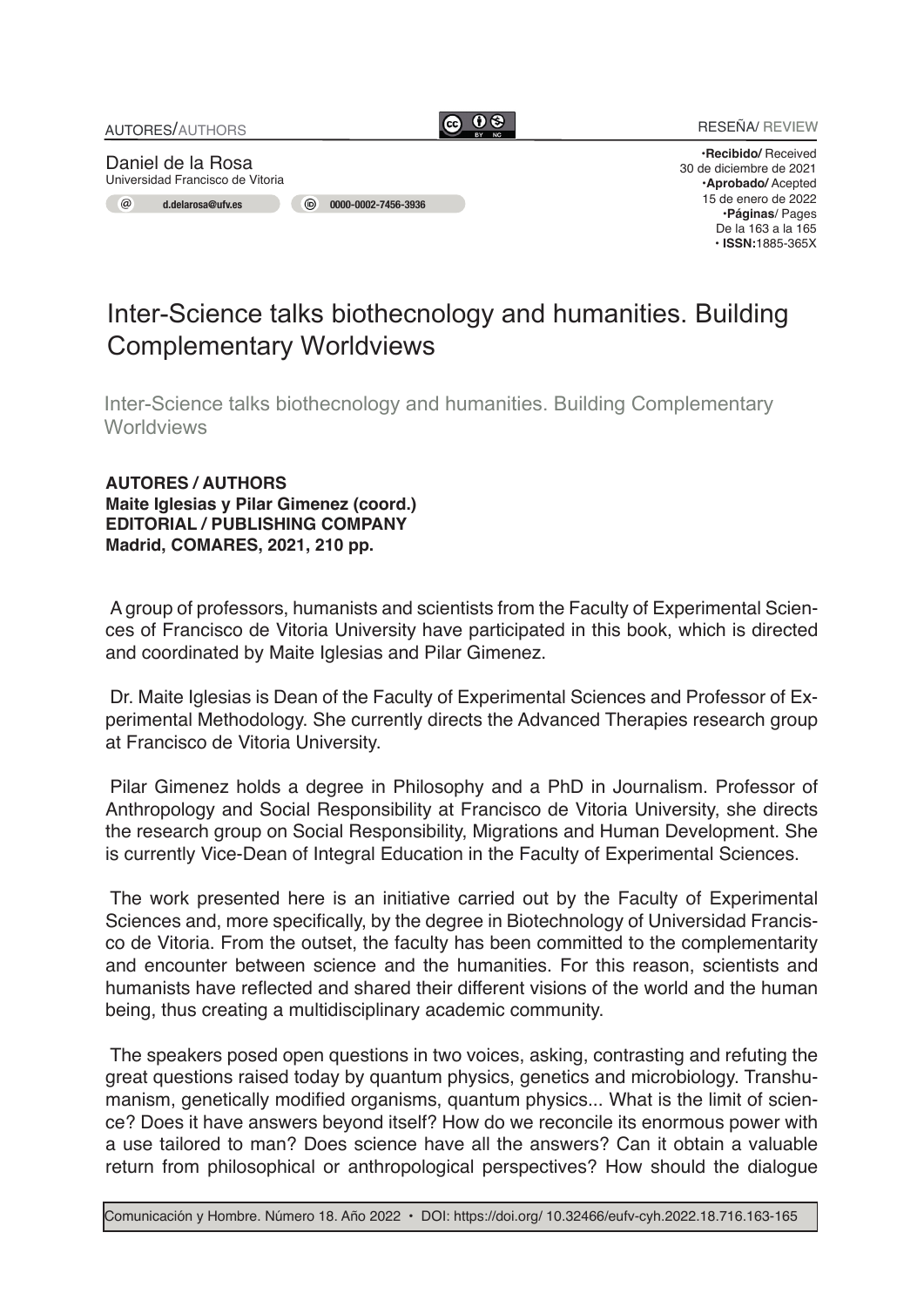AUTORES/AUTHORS

RESEÑA/ REVIEW

Daniel de la Rosa
Universidad Francisco de Vitoria

d.delarosa@ufv.es
0000-0002-7456-3936

•**Recibido/** Received
30 de diciembre de 2021
•**Aprobado/** Acepted
15 de enero de 2022
•**Páginas**/ Pages
De la 163 a la 165
• **ISSN:**1885-365X

# Inter-Science talks biothecnology and humanities. Building Complementary Worldviews

Inter-Science talks biothecnology and humanities. Building Complementary Worldviews

**AUTORES / AUTHORS**
**Maite Iglesias y Pilar Gimenez (coord.)**
**EDITORIAL / PUBLISHING COMPANY**
**Madrid, COMARES, 2021, 210 pp.**

A group of professors, humanists and scientists from the Faculty of Experimental Sciences of Francisco de Vitoria University have participated in this book, which is directed and coordinated by Maite Iglesias and Pilar Gimenez.

Dr. Maite Iglesias is Dean of the Faculty of Experimental Sciences and Professor of Experimental Methodology. She currently directs the Advanced Therapies research group at Francisco de Vitoria University.

Pilar Gimenez holds a degree in Philosophy and a PhD in Journalism. Professor of Anthropology and Social Responsibility at Francisco de Vitoria University, she directs the research group on Social Responsibility, Migrations and Human Development. She is currently Vice-Dean of Integral Education in the Faculty of Experimental Sciences.

The work presented here is an initiative carried out by the Faculty of Experimental Sciences and, more specifically, by the degree in Biotechnology of Universidad Francisco de Vitoria. From the outset, the faculty has been committed to the complementarity and encounter between science and the humanities. For this reason, scientists and humanists have reflected and shared their different visions of the world and the human being, thus creating a multidisciplinary academic community.

The speakers posed open questions in two voices, asking, contrasting and refuting the great questions raised today by quantum physics, genetics and microbiology. Transhumanism, genetically modified organisms, quantum physics... What is the limit of science? Does it have answers beyond itself? How do we reconcile its enormous power with a use tailored to man? Does science have all the answers? Can it obtain a valuable return from philosophical or anthropological perspectives? How should the dialogue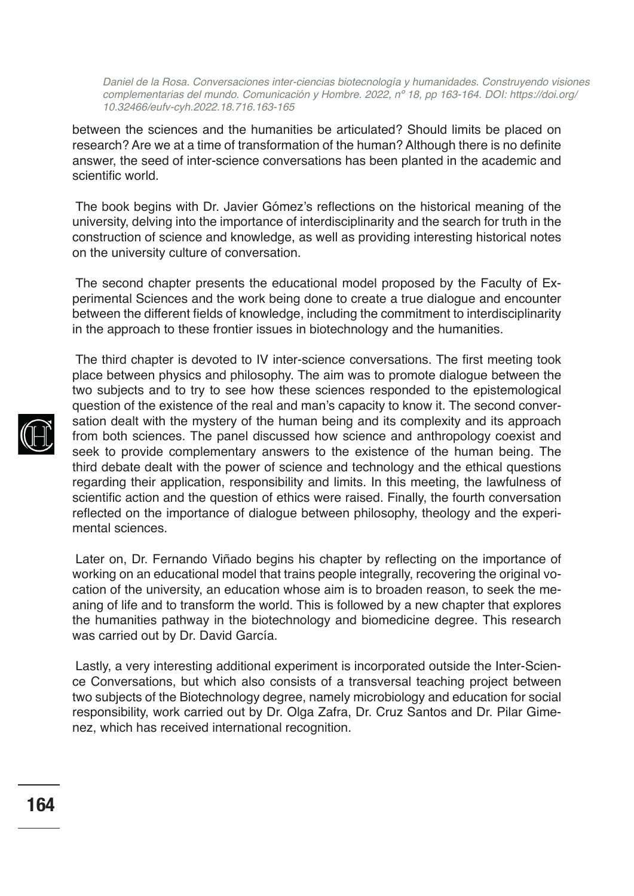between the sciences and the humanities be articulated? Should limits be placed on research? Are we at a time of transformation of the human? Although there is no definite answer, the seed of inter-science conversations has been planted in the academic and scientific world.

The book begins with Dr. Javier Gómez's reflections on the historical meaning of the university, delving into the importance of interdisciplinarity and the search for truth in the construction of science and knowledge, as well as providing interesting historical notes on the university culture of conversation.

The second chapter presents the educational model proposed by the Faculty of Experimental Sciences and the work being done to create a true dialogue and encounter between the different fields of knowledge, including the commitment to interdisciplinarity in the approach to these frontier issues in biotechnology and the humanities.

The third chapter is devoted to IV inter-science conversations. The first meeting took place between physics and philosophy. The aim was to promote dialogue between the two subjects and to try to see how these sciences responded to the epistemological question of the existence of the real and man's capacity to know it. The second conversation dealt with the mystery of the human being and its complexity and its approach from both sciences. The panel discussed how science and anthropology coexist and seek to provide complementary answers to the existence of the human being. The third debate dealt with the power of science and technology and the ethical questions regarding their application, responsibility and limits. In this meeting, the lawfulness of scientific action and the question of ethics were raised. Finally, the fourth conversation reflected on the importance of dialogue between philosophy, theology and the experimental sciences.

Later on, Dr. Fernando Viñado begins his chapter by reflecting on the importance of working on an educational model that trains people integrally, recovering the original vocation of the university, an education whose aim is to broaden reason, to seek the meaning of life and to transform the world. This is followed by a new chapter that explores the humanities pathway in the biotechnology and biomedicine degree. This research was carried out by Dr. David García.

Lastly, a very interesting additional experiment is incorporated outside the Inter-Science Conversations, but which also consists of a transversal teaching project between two subjects of the Biotechnology degree, namely microbiology and education for social responsibility, work carried out by Dr. Olga Zafra, Dr. Cruz Santos and Dr. Pilar Gimenez, which has received international recognition.